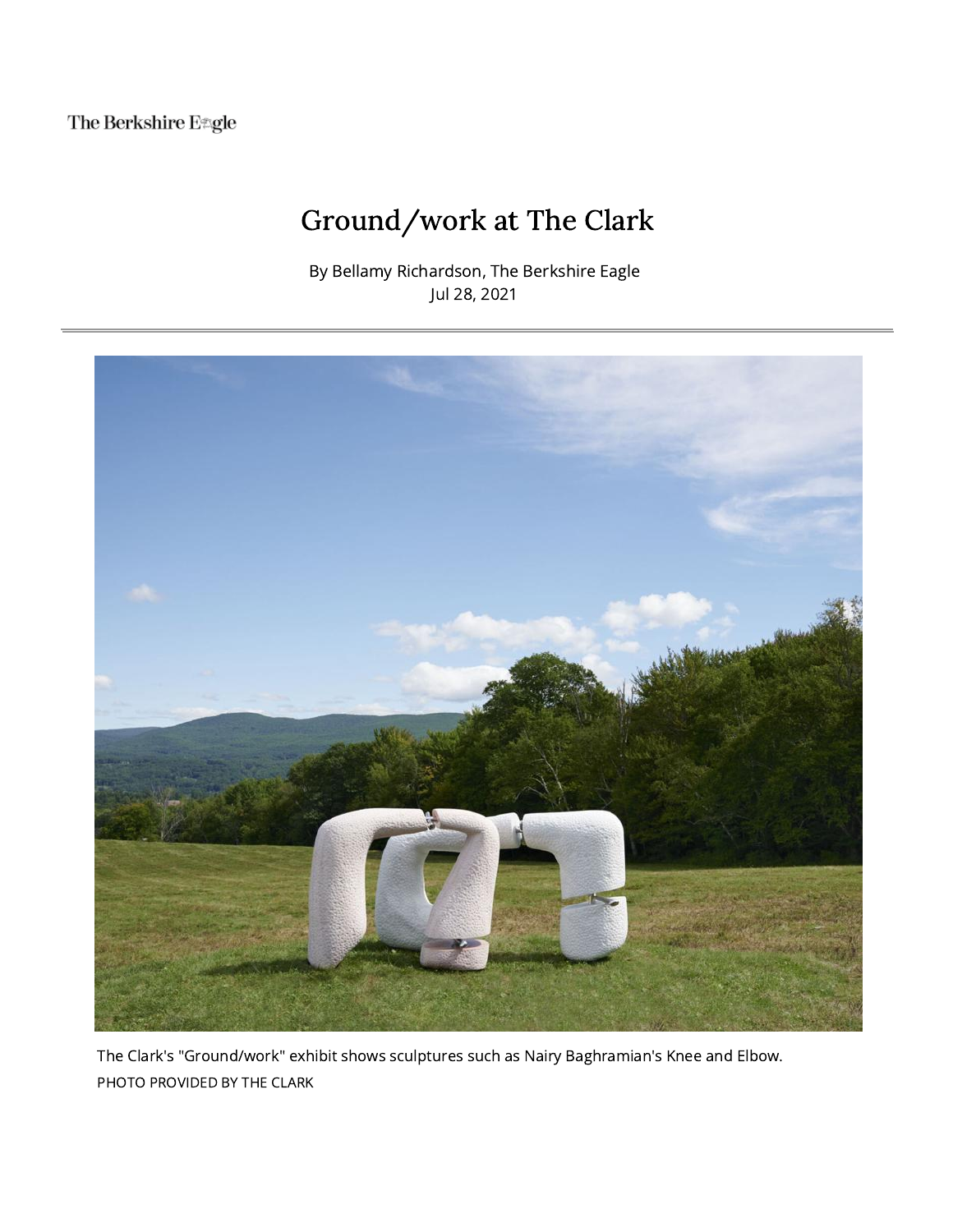The Berkshire Eagle

# Ground/work at The Clark

By Bellamy Richardson, The Berkshire Eagle
Jul 28, 2021

The Clark's "Ground/work" exhibit shows sculptures such as Nairy Baghramian's Knee and Elbow.
PHOTO PROVIDED BY THE CLARK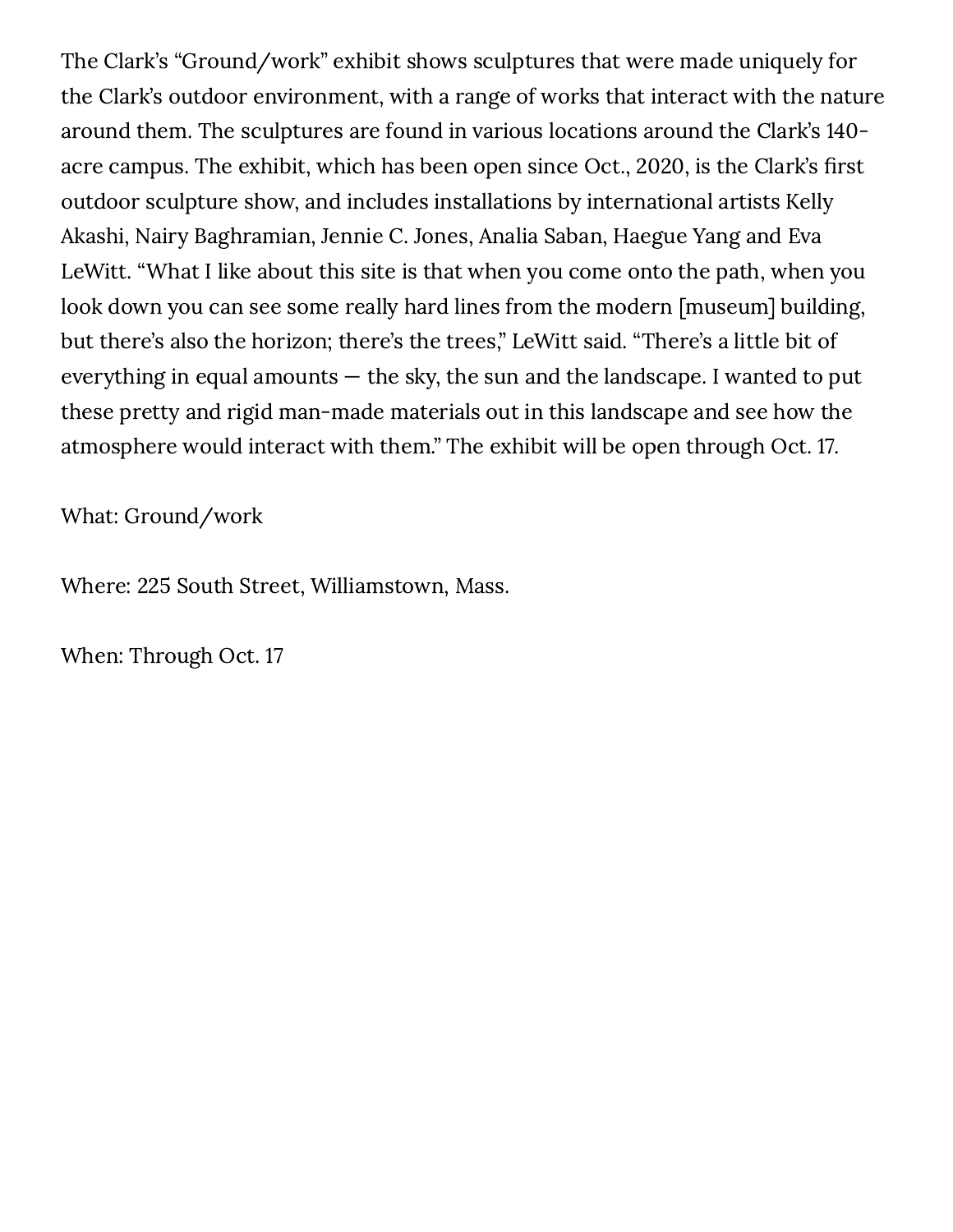The Clark's "Ground/work" exhibit shows sculptures that were made uniquely for the Clark's outdoor environment, with a range of works that interact with the nature around them. The sculptures are found in various locations around the Clark's 140-acre campus. The exhibit, which has been open since Oct., 2020, is the Clark's first outdoor sculpture show, and includes installations by international artists Kelly Akashi, Nairy Baghramian, Jennie C. Jones, Analia Saban, Haegue Yang and Eva LeWitt. "What I like about this site is that when you come onto the path, when you look down you can see some really hard lines from the modern [museum] building, but there's also the horizon; there's the trees," LeWitt said. "There's a little bit of everything in equal amounts — the sky, the sun and the landscape. I wanted to put these pretty and rigid man-made materials out in this landscape and see how the atmosphere would interact with them." The exhibit will be open through Oct. 17.

What: Ground/work

Where: 225 South Street, Williamstown, Mass.

When: Through Oct. 17